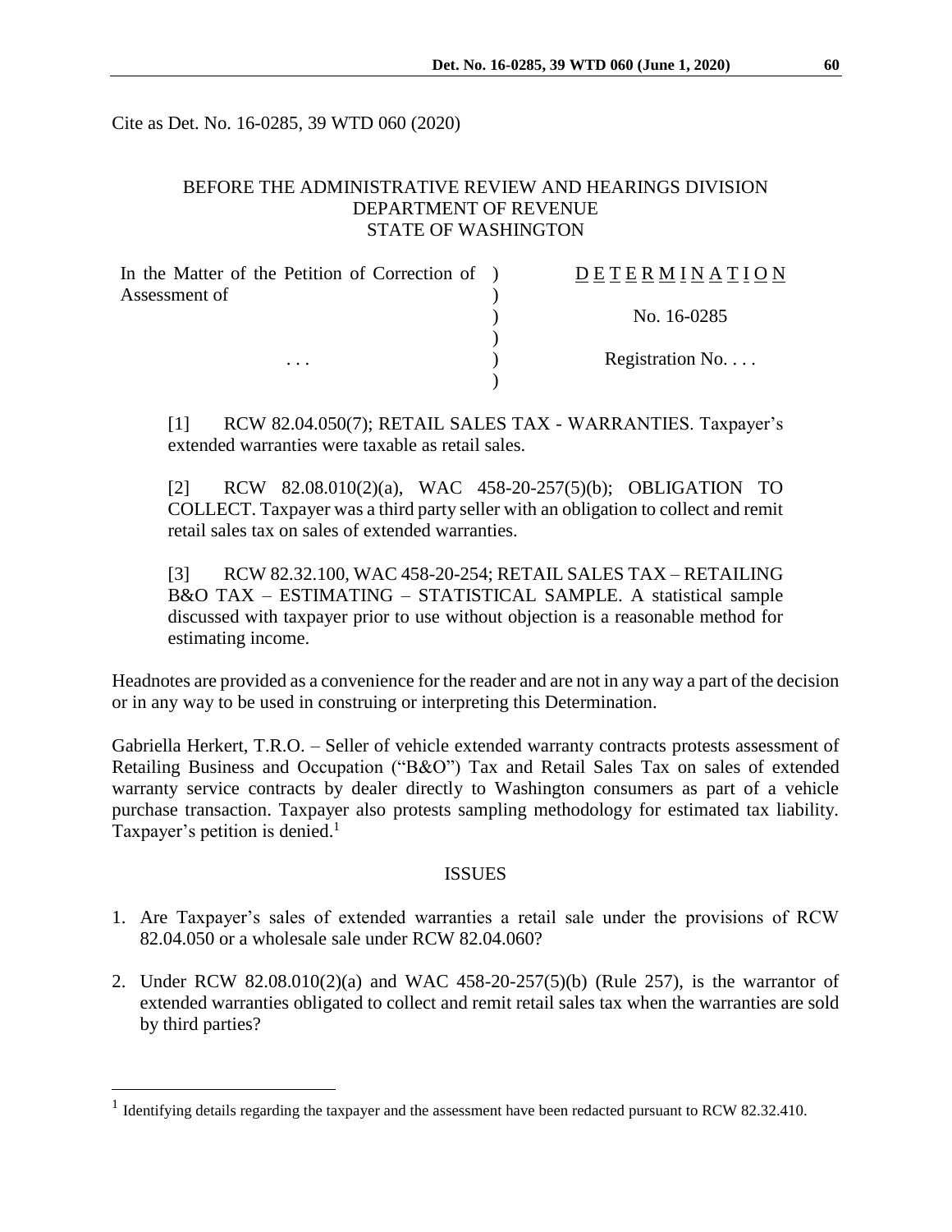Cite as Det. No. 16-0285, 39 WTD 060 (2020)

BEFORE THE ADMINISTRATIVE REVIEW AND HEARINGS DIVISION
DEPARTMENT OF REVENUE
STATE OF WASHINGTON

| In the Matter of the Petition of Correction of Assessment of | ) | D E T E R M I N A T I O N |
|---|---|---|
| | ) | No. 16-0285 |
| . . . | ) | Registration No. . . . |

[1] RCW 82.04.050(7); RETAIL SALES TAX - WARRANTIES. Taxpayer's extended warranties were taxable as retail sales.

[2] RCW 82.08.010(2)(a), WAC 458-20-257(5)(b); OBLIGATION TO COLLECT. Taxpayer was a third party seller with an obligation to collect and remit retail sales tax on sales of extended warranties.

[3] RCW 82.32.100, WAC 458-20-254; RETAIL SALES TAX – RETAILING B&O TAX – ESTIMATING – STATISTICAL SAMPLE. A statistical sample discussed with taxpayer prior to use without objection is a reasonable method for estimating income.

Headnotes are provided as a convenience for the reader and are not in any way a part of the decision or in any way to be used in construing or interpreting this Determination.

Gabriella Herkert, T.R.O. – Seller of vehicle extended warranty contracts protests assessment of Retailing Business and Occupation ("B&O") Tax and Retail Sales Tax on sales of extended warranty service contracts by dealer directly to Washington consumers as part of a vehicle purchase transaction. Taxpayer also protests sampling methodology for estimated tax liability. Taxpayer's petition is denied.[1]

## ISSUES

1. Are Taxpayer's sales of extended warranties a retail sale under the provisions of RCW 82.04.050 or a wholesale sale under RCW 82.04.060?
2. Under RCW 82.08.010(2)(a) and WAC 458-20-257(5)(b) (Rule 257), is the warrantor of extended warranties obligated to collect and remit retail sales tax when the warranties are sold by third parties?

[1] Identifying details regarding the taxpayer and the assessment have been redacted pursuant to RCW 82.32.410.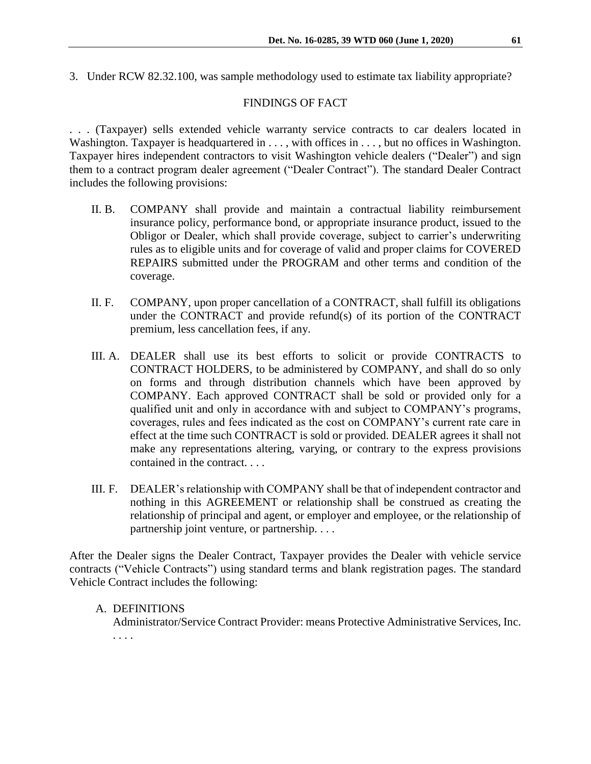3. Under RCW 82.32.100, was sample methodology used to estimate tax liability appropriate?

## FINDINGS OF FACT

. . . (Taxpayer) sells extended vehicle warranty service contracts to car dealers located in Washington. Taxpayer is headquartered in . . . , with offices in . . . , but no offices in Washington. Taxpayer hires independent contractors to visit Washington vehicle dealers ("Dealer") and sign them to a contract program dealer agreement ("Dealer Contract"). The standard Dealer Contract includes the following provisions:

> II. B. COMPANY shall provide and maintain a contractual liability reimbursement insurance policy, performance bond, or appropriate insurance product, issued to the Obligor or Dealer, which shall provide coverage, subject to carrier's underwriting rules as to eligible units and for coverage of valid and proper claims for COVERED REPAIRS submitted under the PROGRAM and other terms and condition of the coverage.
>
> II. F. COMPANY, upon proper cancellation of a CONTRACT, shall fulfill its obligations under the CONTRACT and provide refund(s) of its portion of the CONTRACT premium, less cancellation fees, if any.
>
> III. A. DEALER shall use its best efforts to solicit or provide CONTRACTS to CONTRACT HOLDERS, to be administered by COMPANY, and shall do so only on forms and through distribution channels which have been approved by COMPANY. Each approved CONTRACT shall be sold or provided only for a qualified unit and only in accordance with and subject to COMPANY's programs, coverages, rules and fees indicated as the cost on COMPANY's current rate care in effect at the time such CONTRACT is sold or provided. DEALER agrees it shall not make any representations altering, varying, or contrary to the express provisions contained in the contract. . . .
>
> III. F. DEALER's relationship with COMPANY shall be that of independent contractor and nothing in this AGREEMENT or relationship shall be construed as creating the relationship of principal and agent, or employer and employee, or the relationship of partnership joint venture, or partnership. . . .

After the Dealer signs the Dealer Contract, Taxpayer provides the Dealer with vehicle service contracts ("Vehicle Contracts") using standard terms and blank registration pages. The standard Vehicle Contract includes the following:

> A. DEFINITIONS
>
> Administrator/Service Contract Provider: means Protective Administrative Services, Inc. . . . .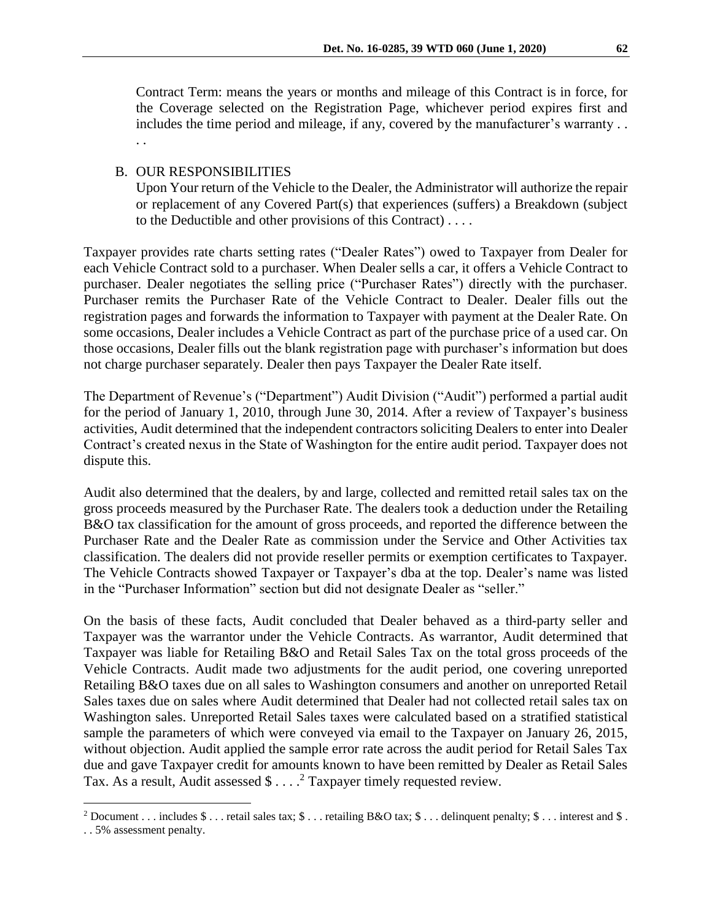Contract Term: means the years or months and mileage of this Contract is in force, for the Coverage selected on the Registration Page, whichever period expires first and includes the time period and mileage, if any, covered by the manufacturer's warranty . . . .

B. OUR RESPONSIBILITIES

Upon Your return of the Vehicle to the Dealer, the Administrator will authorize the repair or replacement of any Covered Part(s) that experiences (suffers) a Breakdown (subject to the Deductible and other provisions of this Contract) . . . .

Taxpayer provides rate charts setting rates ("Dealer Rates") owed to Taxpayer from Dealer for each Vehicle Contract sold to a purchaser. When Dealer sells a car, it offers a Vehicle Contract to purchaser. Dealer negotiates the selling price ("Purchaser Rates") directly with the purchaser. Purchaser remits the Purchaser Rate of the Vehicle Contract to Dealer. Dealer fills out the registration pages and forwards the information to Taxpayer with payment at the Dealer Rate. On some occasions, Dealer includes a Vehicle Contract as part of the purchase price of a used car. On those occasions, Dealer fills out the blank registration page with purchaser's information but does not charge purchaser separately. Dealer then pays Taxpayer the Dealer Rate itself.

The Department of Revenue's ("Department") Audit Division ("Audit") performed a partial audit for the period of January 1, 2010, through June 30, 2014. After a review of Taxpayer's business activities, Audit determined that the independent contractors soliciting Dealers to enter into Dealer Contract's created nexus in the State of Washington for the entire audit period. Taxpayer does not dispute this.

Audit also determined that the dealers, by and large, collected and remitted retail sales tax on the gross proceeds measured by the Purchaser Rate. The dealers took a deduction under the Retailing B&O tax classification for the amount of gross proceeds, and reported the difference between the Purchaser Rate and the Dealer Rate as commission under the Service and Other Activities tax classification. The dealers did not provide reseller permits or exemption certificates to Taxpayer. The Vehicle Contracts showed Taxpayer or Taxpayer's dba at the top. Dealer's name was listed in the "Purchaser Information" section but did not designate Dealer as "seller."

On the basis of these facts, Audit concluded that Dealer behaved as a third-party seller and Taxpayer was the warrantor under the Vehicle Contracts. As warrantor, Audit determined that Taxpayer was liable for Retailing B&O and Retail Sales Tax on the total gross proceeds of the Vehicle Contracts. Audit made two adjustments for the audit period, one covering unreported Retailing B&O taxes due on all sales to Washington consumers and another on unreported Retail Sales taxes due on sales where Audit determined that Dealer had not collected retail sales tax on Washington sales. Unreported Retail Sales taxes were calculated based on a stratified statistical sample the parameters of which were conveyed via email to the Taxpayer on January 26, 2015, without objection. Audit applied the sample error rate across the audit period for Retail Sales Tax due and gave Taxpayer credit for amounts known to have been remitted by Dealer as Retail Sales Tax. As a result, Audit assessed $ . . . .[2] Taxpayer timely requested review.

---

[2] Document . . . includes $ . . . retail sales tax; $ . . . retailing B&O tax; $ . . . delinquent penalty; $ . . . interest and $ . . . 5% assessment penalty.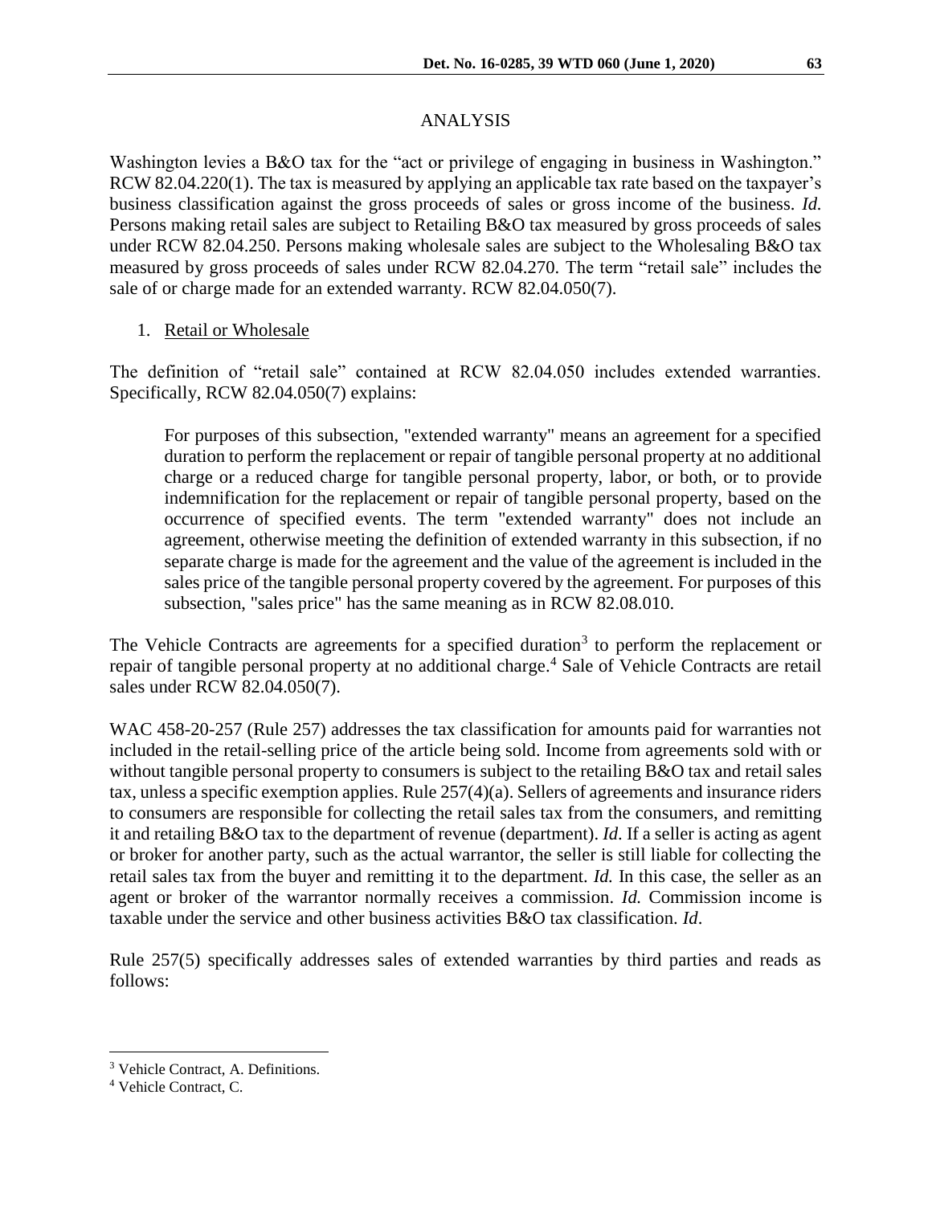## ANALYSIS

Washington levies a B&O tax for the "act or privilege of engaging in business in Washington." RCW 82.04.220(1). The tax is measured by applying an applicable tax rate based on the taxpayer's business classification against the gross proceeds of sales or gross income of the business. *Id.* Persons making retail sales are subject to Retailing B&O tax measured by gross proceeds of sales under RCW 82.04.250. Persons making wholesale sales are subject to the Wholesaling B&O tax measured by gross proceeds of sales under RCW 82.04.270. The term "retail sale" includes the sale of or charge made for an extended warranty. RCW 82.04.050(7).

1. <u>Retail or Wholesale</u>

The definition of "retail sale" contained at RCW 82.04.050 includes extended warranties. Specifically, RCW 82.04.050(7) explains:

> For purposes of this subsection, "extended warranty" means an agreement for a specified duration to perform the replacement or repair of tangible personal property at no additional charge or a reduced charge for tangible personal property, labor, or both, or to provide indemnification for the replacement or repair of tangible personal property, based on the occurrence of specified events. The term "extended warranty" does not include an agreement, otherwise meeting the definition of extended warranty in this subsection, if no separate charge is made for the agreement and the value of the agreement is included in the sales price of the tangible personal property covered by the agreement. For purposes of this subsection, "sales price" has the same meaning as in RCW 82.08.010.

The Vehicle Contracts are agreements for a specified duration[3] to perform the replacement or repair of tangible personal property at no additional charge.[4] Sale of Vehicle Contracts are retail sales under RCW 82.04.050(7).

WAC 458-20-257 (Rule 257) addresses the tax classification for amounts paid for warranties not included in the retail-selling price of the article being sold. Income from agreements sold with or without tangible personal property to consumers is subject to the retailing B&O tax and retail sales tax, unless a specific exemption applies. Rule 257(4)(a). Sellers of agreements and insurance riders to consumers are responsible for collecting the retail sales tax from the consumers, and remitting it and retailing B&O tax to the department of revenue (department). *Id*. If a seller is acting as agent or broker for another party, such as the actual warrantor, the seller is still liable for collecting the retail sales tax from the buyer and remitting it to the department. *Id.* In this case, the seller as an agent or broker of the warrantor normally receives a commission. *Id.* Commission income is taxable under the service and other business activities B&O tax classification. *Id*.

Rule 257(5) specifically addresses sales of extended warranties by third parties and reads as follows:

---

[3] Vehicle Contract, A. Definitions.

[4] Vehicle Contract, C.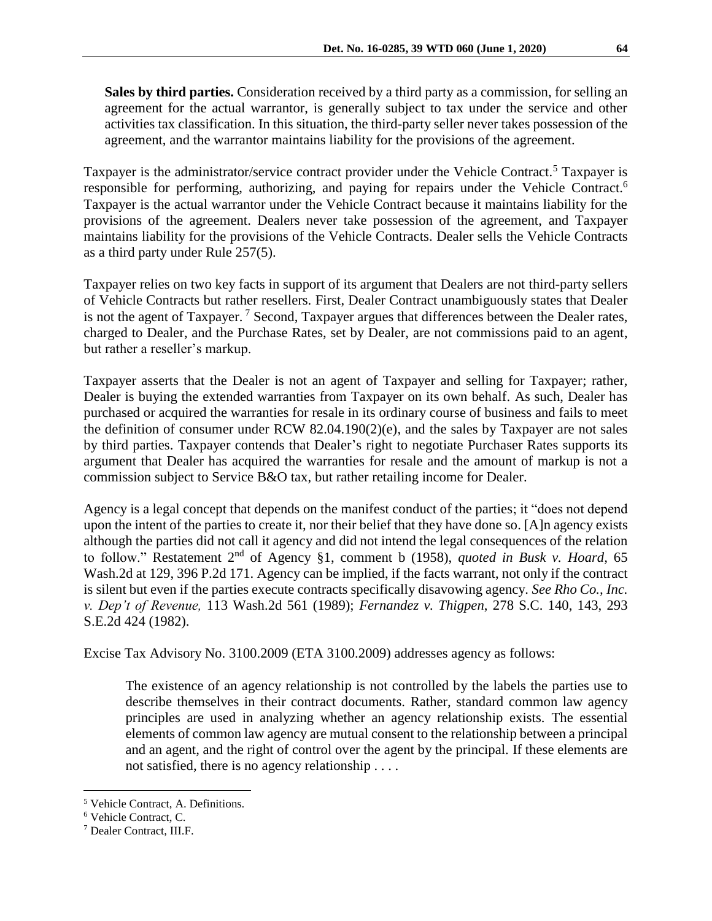**Sales by third parties.** Consideration received by a third party as a commission, for selling an agreement for the actual warrantor, is generally subject to tax under the service and other activities tax classification. In this situation, the third-party seller never takes possession of the agreement, and the warrantor maintains liability for the provisions of the agreement.

Taxpayer is the administrator/service contract provider under the Vehicle Contract.[5] Taxpayer is responsible for performing, authorizing, and paying for repairs under the Vehicle Contract.[6] Taxpayer is the actual warrantor under the Vehicle Contract because it maintains liability for the provisions of the agreement. Dealers never take possession of the agreement, and Taxpayer maintains liability for the provisions of the Vehicle Contracts. Dealer sells the Vehicle Contracts as a third party under Rule 257(5).

Taxpayer relies on two key facts in support of its argument that Dealers are not third-party sellers of Vehicle Contracts but rather resellers. First, Dealer Contract unambiguously states that Dealer is not the agent of Taxpayer.[7] Second, Taxpayer argues that differences between the Dealer rates, charged to Dealer, and the Purchase Rates, set by Dealer, are not commissions paid to an agent, but rather a reseller's markup.

Taxpayer asserts that the Dealer is not an agent of Taxpayer and selling for Taxpayer; rather, Dealer is buying the extended warranties from Taxpayer on its own behalf. As such, Dealer has purchased or acquired the warranties for resale in its ordinary course of business and fails to meet the definition of consumer under RCW 82.04.190(2)(e), and the sales by Taxpayer are not sales by third parties. Taxpayer contends that Dealer's right to negotiate Purchaser Rates supports its argument that Dealer has acquired the warranties for resale and the amount of markup is not a commission subject to Service B&O tax, but rather retailing income for Dealer.

Agency is a legal concept that depends on the manifest conduct of the parties; it "does not depend upon the intent of the parties to create it, nor their belief that they have done so. [A]n agency exists although the parties did not call it agency and did not intend the legal consequences of the relation to follow." Restatement 2nd of Agency §1, comment b (1958), *quoted in Busk v. Hoard,* 65 Wash.2d at 129, 396 P.2d 171. Agency can be implied, if the facts warrant, not only if the contract is silent but even if the parties execute contracts specifically disavowing agency. *See Rho Co., Inc. v. Dep't of Revenue,* 113 Wash.2d 561 (1989); *Fernandez v. Thigpen*, 278 S.C. 140, 143, 293 S.E.2d 424 (1982).

Excise Tax Advisory No. 3100.2009 (ETA 3100.2009) addresses agency as follows:

> The existence of an agency relationship is not controlled by the labels the parties use to describe themselves in their contract documents. Rather, standard common law agency principles are used in analyzing whether an agency relationship exists. The essential elements of common law agency are mutual consent to the relationship between a principal and an agent, and the right of control over the agent by the principal. If these elements are not satisfied, there is no agency relationship . . . .

---

[5] Vehicle Contract, A. Definitions.

[6] Vehicle Contract, C.

[7] Dealer Contract, III.F.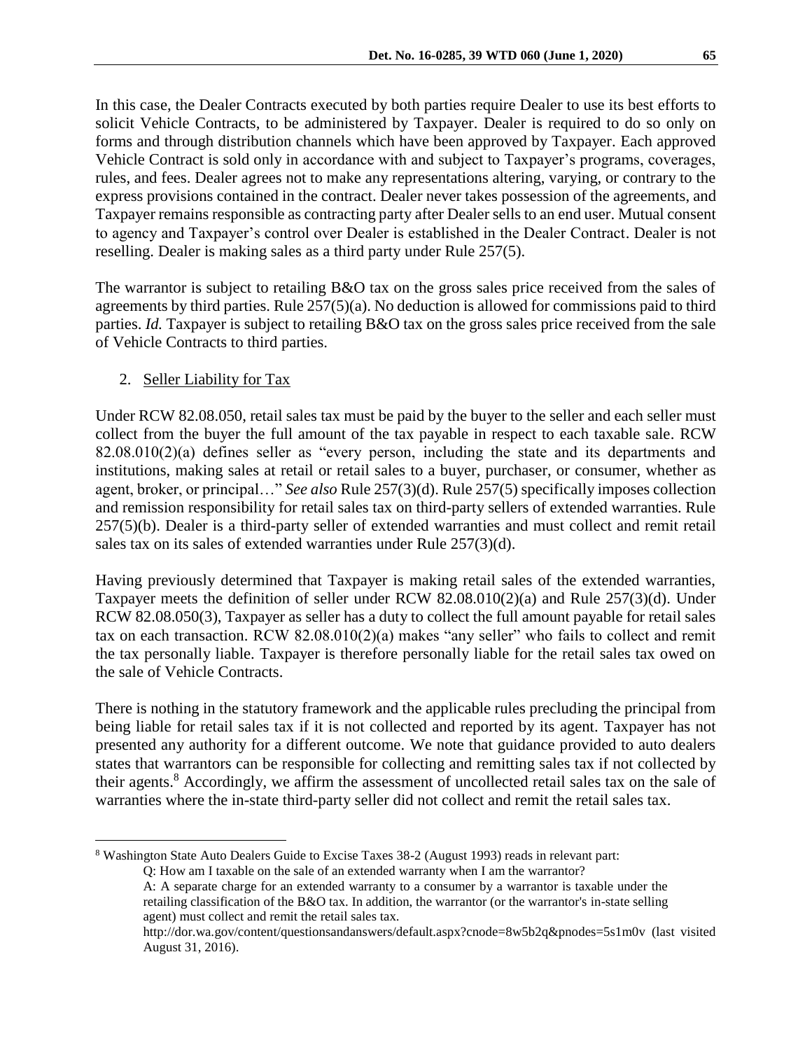In this case, the Dealer Contracts executed by both parties require Dealer to use its best efforts to solicit Vehicle Contracts, to be administered by Taxpayer. Dealer is required to do so only on forms and through distribution channels which have been approved by Taxpayer. Each approved Vehicle Contract is sold only in accordance with and subject to Taxpayer's programs, coverages, rules, and fees. Dealer agrees not to make any representations altering, varying, or contrary to the express provisions contained in the contract. Dealer never takes possession of the agreements, and Taxpayer remains responsible as contracting party after Dealer sells to an end user. Mutual consent to agency and Taxpayer's control over Dealer is established in the Dealer Contract. Dealer is not reselling. Dealer is making sales as a third party under Rule 257(5).

The warrantor is subject to retailing B&O tax on the gross sales price received from the sales of agreements by third parties. Rule 257(5)(a). No deduction is allowed for commissions paid to third parties. *Id.* Taxpayer is subject to retailing B&O tax on the gross sales price received from the sale of Vehicle Contracts to third parties.

2. Seller Liability for Tax

Under RCW 82.08.050, retail sales tax must be paid by the buyer to the seller and each seller must collect from the buyer the full amount of the tax payable in respect to each taxable sale. RCW 82.08.010(2)(a) defines seller as "every person, including the state and its departments and institutions, making sales at retail or retail sales to a buyer, purchaser, or consumer, whether as agent, broker, or principal…" *See also* Rule 257(3)(d). Rule 257(5) specifically imposes collection and remission responsibility for retail sales tax on third-party sellers of extended warranties. Rule 257(5)(b). Dealer is a third-party seller of extended warranties and must collect and remit retail sales tax on its sales of extended warranties under Rule 257(3)(d).

Having previously determined that Taxpayer is making retail sales of the extended warranties, Taxpayer meets the definition of seller under RCW 82.08.010(2)(a) and Rule 257(3)(d). Under RCW 82.08.050(3), Taxpayer as seller has a duty to collect the full amount payable for retail sales tax on each transaction. RCW 82.08.010(2)(a) makes "any seller" who fails to collect and remit the tax personally liable. Taxpayer is therefore personally liable for the retail sales tax owed on the sale of Vehicle Contracts.

There is nothing in the statutory framework and the applicable rules precluding the principal from being liable for retail sales tax if it is not collected and reported by its agent. Taxpayer has not presented any authority for a different outcome. We note that guidance provided to auto dealers states that warrantors can be responsible for collecting and remitting sales tax if not collected by their agents.[8] Accordingly, we affirm the assessment of uncollected retail sales tax on the sale of warranties where the in-state third-party seller did not collect and remit the retail sales tax.

---

[8] Washington State Auto Dealers Guide to Excise Taxes 38-2 (August 1993) reads in relevant part:

> Q: How am I taxable on the sale of an extended warranty when I am the warrantor?
>
> A: A separate charge for an extended warranty to a consumer by a warrantor is taxable under the retailing classification of the B&O tax. In addition, the warrantor (or the warrantor's in-state selling agent) must collect and remit the retail sales tax.
>
> http://dor.wa.gov/content/questionsandanswers/default.aspx?cnode=8w5b2q&pnodes=5s1m0v (last visited August 31, 2016).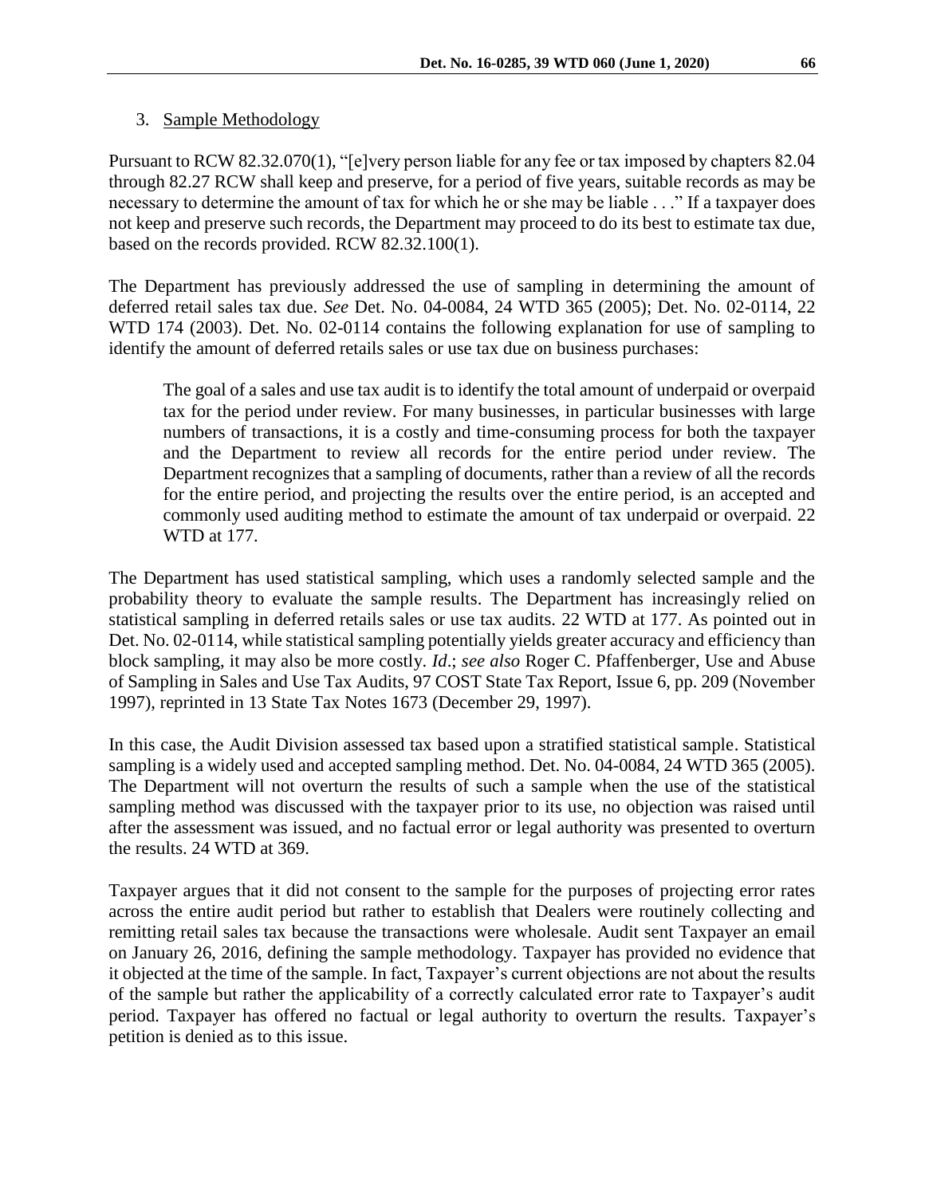3. Sample Methodology

Pursuant to RCW 82.32.070(1), "[e]very person liable for any fee or tax imposed by chapters 82.04 through 82.27 RCW shall keep and preserve, for a period of five years, suitable records as may be necessary to determine the amount of tax for which he or she may be liable . . ." If a taxpayer does not keep and preserve such records, the Department may proceed to do its best to estimate tax due, based on the records provided. RCW 82.32.100(1).

The Department has previously addressed the use of sampling in determining the amount of deferred retail sales tax due. *See* Det. No. 04-0084, 24 WTD 365 (2005); Det. No. 02-0114, 22 WTD 174 (2003). Det. No. 02-0114 contains the following explanation for use of sampling to identify the amount of deferred retails sales or use tax due on business purchases:

> The goal of a sales and use tax audit is to identify the total amount of underpaid or overpaid tax for the period under review. For many businesses, in particular businesses with large numbers of transactions, it is a costly and time-consuming process for both the taxpayer and the Department to review all records for the entire period under review. The Department recognizes that a sampling of documents, rather than a review of all the records for the entire period, and projecting the results over the entire period, is an accepted and commonly used auditing method to estimate the amount of tax underpaid or overpaid. 22 WTD at 177.

The Department has used statistical sampling, which uses a randomly selected sample and the probability theory to evaluate the sample results. The Department has increasingly relied on statistical sampling in deferred retails sales or use tax audits. 22 WTD at 177. As pointed out in Det. No. 02-0114, while statistical sampling potentially yields greater accuracy and efficiency than block sampling, it may also be more costly. *Id*.; *see also* Roger C. Pfaffenberger, Use and Abuse of Sampling in Sales and Use Tax Audits, 97 COST State Tax Report, Issue 6, pp. 209 (November 1997), reprinted in 13 State Tax Notes 1673 (December 29, 1997).

In this case, the Audit Division assessed tax based upon a stratified statistical sample. Statistical sampling is a widely used and accepted sampling method. Det. No. 04-0084, 24 WTD 365 (2005). The Department will not overturn the results of such a sample when the use of the statistical sampling method was discussed with the taxpayer prior to its use, no objection was raised until after the assessment was issued, and no factual error or legal authority was presented to overturn the results. 24 WTD at 369.

Taxpayer argues that it did not consent to the sample for the purposes of projecting error rates across the entire audit period but rather to establish that Dealers were routinely collecting and remitting retail sales tax because the transactions were wholesale. Audit sent Taxpayer an email on January 26, 2016, defining the sample methodology. Taxpayer has provided no evidence that it objected at the time of the sample. In fact, Taxpayer's current objections are not about the results of the sample but rather the applicability of a correctly calculated error rate to Taxpayer's audit period. Taxpayer has offered no factual or legal authority to overturn the results. Taxpayer's petition is denied as to this issue.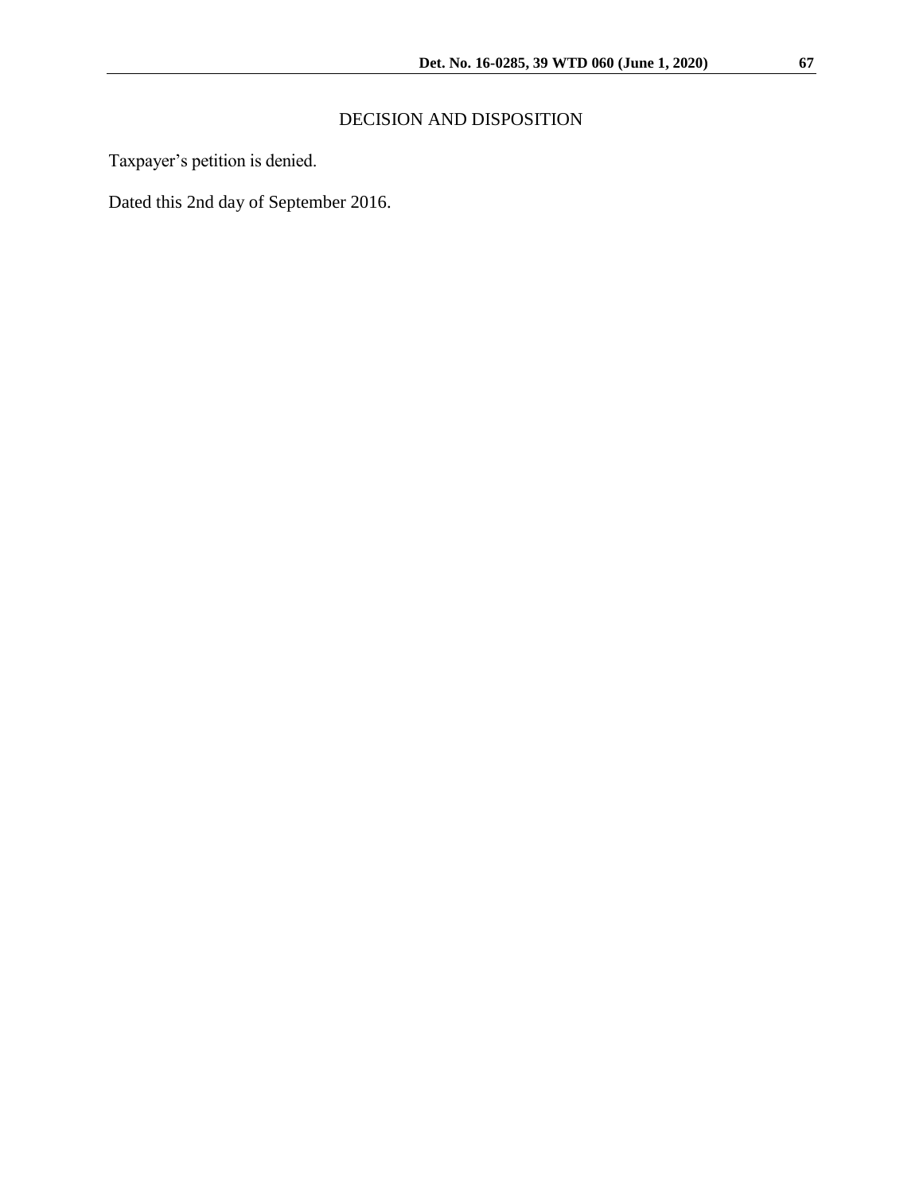## DECISION AND DISPOSITION

Taxpayer's petition is denied.

Dated this 2nd day of September 2016.